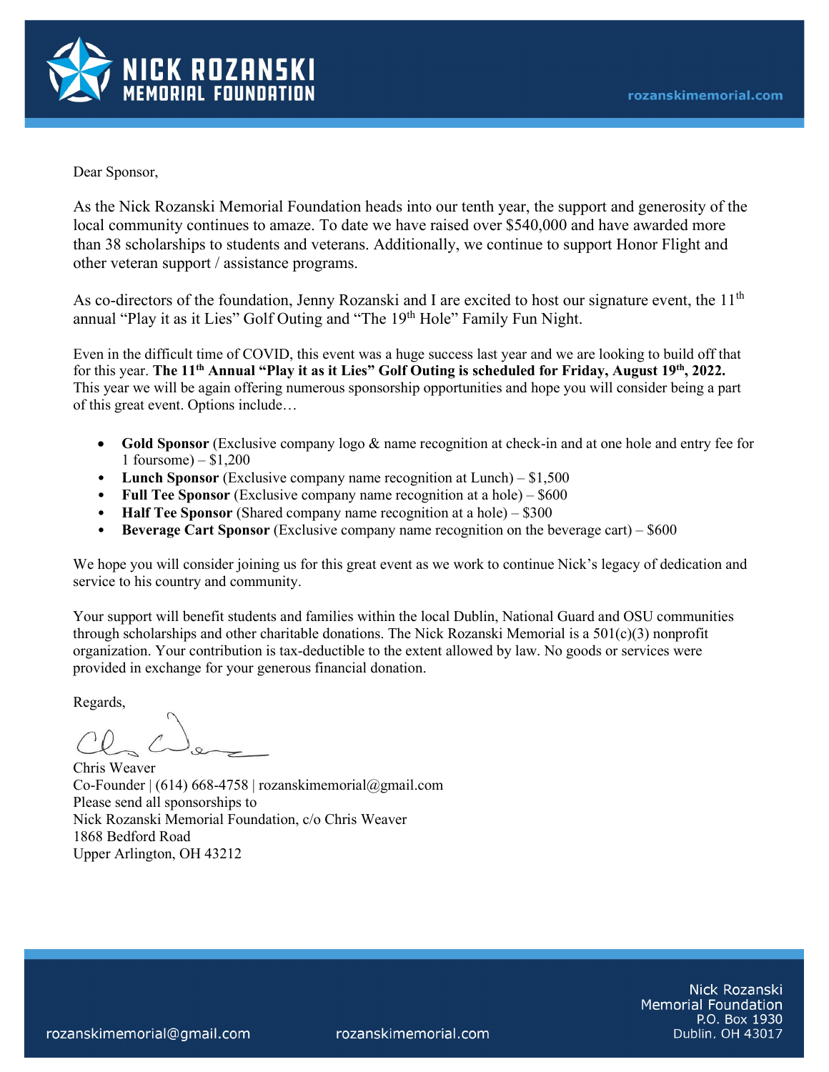**NICK ROZANSKI MEMORIAL FOUNDATION**

rozanskimemorial.com

Dear Sponsor,

As the Nick Rozanski Memorial Foundation heads into our tenth year, the support and generosity of the local community continues to amaze. To date we have raised over $540,000 and have awarded more than 38 scholarships to students and veterans. Additionally, we continue to support Honor Flight and other veteran support / assistance programs.

As co-directors of the foundation, Jenny Rozanski and I are excited to host our signature event, the 11th annual "Play it as it Lies" Golf Outing and "The 19th Hole" Family Fun Night.

Even in the difficult time of COVID, this event was a huge success last year and we are looking to build off that for this year. **The 11th Annual "Play it as it Lies" Golf Outing is scheduled for Friday, August 19th, 2022.** This year we will be again offering numerous sponsorship opportunities and hope you will consider being a part of this great event. Options include…

- **Gold Sponsor** (Exclusive company logo & name recognition at check-in and at one hole and entry fee for 1 foursome) – $1,200
- **Lunch Sponsor** (Exclusive company name recognition at Lunch) – $1,500
- **Full Tee Sponsor** (Exclusive company name recognition at a hole) – $600
- **Half Tee Sponsor** (Shared company name recognition at a hole) – $300
- **Beverage Cart Sponsor** (Exclusive company name recognition on the beverage cart) – $600

We hope you will consider joining us for this great event as we work to continue Nick's legacy of dedication and service to his country and community.

Your support will benefit students and families within the local Dublin, National Guard and OSU communities through scholarships and other charitable donations. The Nick Rozanski Memorial is a 501(c)(3) nonprofit organization. Your contribution is tax-deductible to the extent allowed by law. No goods or services were provided in exchange for your generous financial donation.

Regards,

Chris Weaver
Co-Founder | (614) 668-4758 | rozanskimemorial@gmail.com
Please send all sponsorships to
Nick Rozanski Memorial Foundation, c/o Chris Weaver
1868 Bedford Road
Upper Arlington, OH 43212

rozanskimemorial@gmail.com | rozanskimemorial.com | Nick Rozanski Memorial Foundation, P.O. Box 1930, Dublin, OH 43017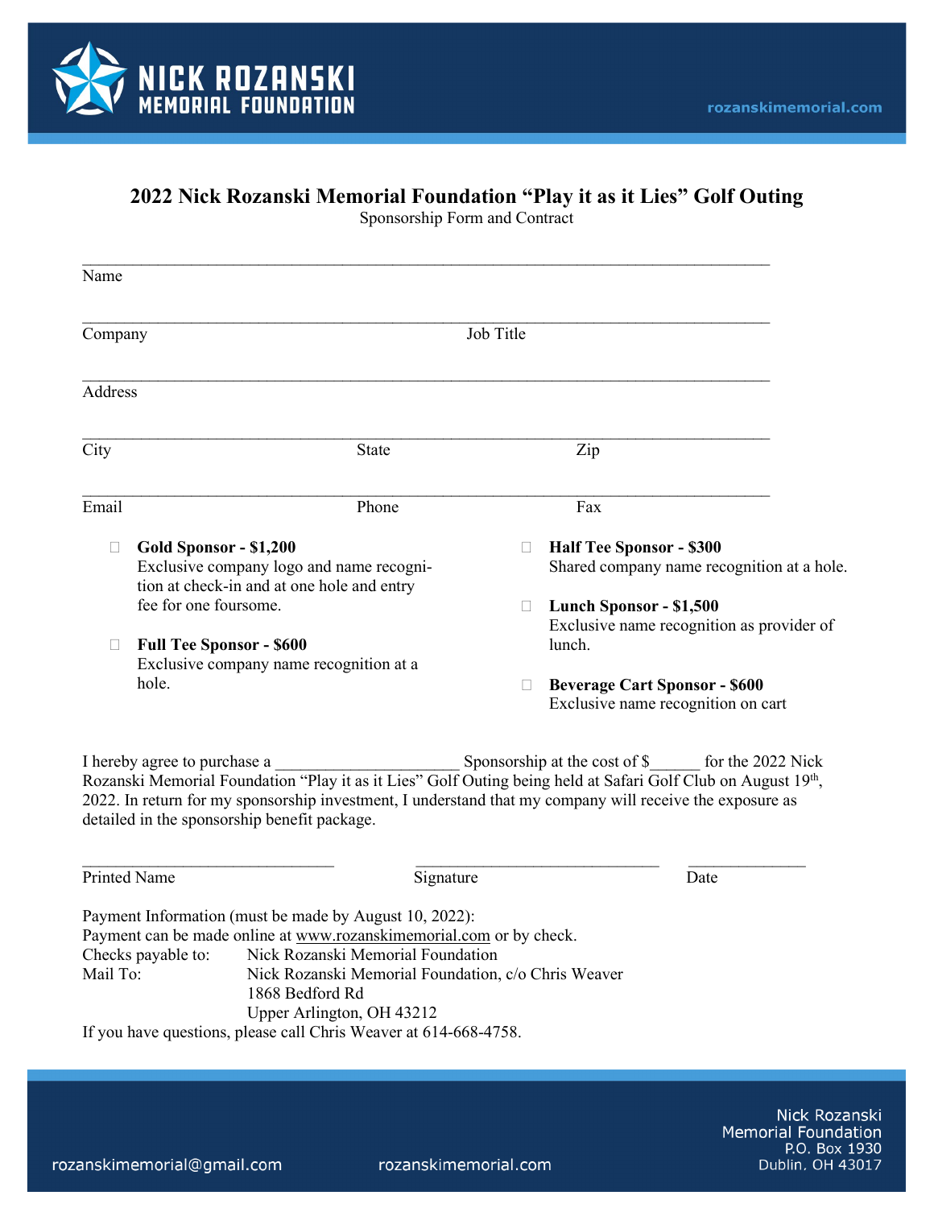NICK ROZANSKI MEMORIAL FOUNDATION

rozanskimemorial.com

## 2022 Nick Rozanski Memorial Foundation “Play it as it Lies” Golf Outing

Sponsorship Form and Contract

\_\_\_\_\_\_\_\_\_\_\_\_\_\_\_\_\_\_\_\_\_\_\_\_\_\_\_\_\_\_\_\_\_\_\_\_\_\_\_\_\_\_\_\_\_\_\_\_\_\_\_\_\_\_\_\_\_\_\_\_\_\_\_\_\_\_\_\_\_\_\_\_\_\_
Name

\_\_\_\_\_\_\_\_\_\_\_\_\_\_\_\_\_\_\_\_\_\_\_\_\_\_\_\_\_\_\_\_\_\_\_\_\_\_\_\_\_\_\_\_\_\_\_\_\_\_\_\_\_\_\_\_\_\_\_\_\_\_\_\_\_\_\_\_\_\_\_\_\_\_
Company Job Title

\_\_\_\_\_\_\_\_\_\_\_\_\_\_\_\_\_\_\_\_\_\_\_\_\_\_\_\_\_\_\_\_\_\_\_\_\_\_\_\_\_\_\_\_\_\_\_\_\_\_\_\_\_\_\_\_\_\_\_\_\_\_\_\_\_\_\_\_\_\_\_\_\_\_
Address

\_\_\_\_\_\_\_\_\_\_\_\_\_\_\_\_\_\_\_\_\_\_\_\_\_\_\_\_\_\_\_\_\_\_\_\_\_\_\_\_\_\_\_\_\_\_\_\_\_\_\_\_\_\_\_\_\_\_\_\_\_\_\_\_\_\_\_\_\_\_\_\_\_\_
City State Zip

\_\_\_\_\_\_\_\_\_\_\_\_\_\_\_\_\_\_\_\_\_\_\_\_\_\_\_\_\_\_\_\_\_\_\_\_\_\_\_\_\_\_\_\_\_\_\_\_\_\_\_\_\_\_\_\_\_\_\_\_\_\_\_\_\_\_\_\_\_\_\_\_\_\_
Email Phone Fax

- ☐ **Gold Sponsor - $1,200**
  Exclusive company logo and name recognition at check-in and at one hole and entry fee for one foursome.
- ☐ **Full Tee Sponsor - $600**
  Exclusive company name recognition at a hole.
- ☐ **Half Tee Sponsor - $300**
  Shared company name recognition at a hole.
- ☐ **Lunch Sponsor - $1,500**
  Exclusive name recognition as provider of lunch.
- ☐ **Beverage Cart Sponsor - $600**
  Exclusive name recognition on cart

I hereby agree to purchase a \_\_\_\_\_\_\_\_\_\_\_\_\_\_\_\_\_\_\_\_\_\_ Sponsorship at the cost of $\_\_\_\_\_\_ for the 2022 Nick Rozanski Memorial Foundation “Play it as it Lies” Golf Outing being held at Safari Golf Club on August 19th, 2022. In return for my sponsorship investment, I understand that my company will receive the exposure as detailed in the sponsorship benefit package.

\_\_\_\_\_\_\_\_\_\_\_\_\_\_\_\_\_\_\_\_\_\_\_\_\_\_\_\_\_\_ \_\_\_\_\_\_\_\_\_\_\_\_\_\_\_\_\_\_\_\_\_\_\_\_\_\_\_\_\_\_ \_\_\_\_\_\_\_\_\_\_\_\_\_\_
Printed Name Signature Date

Payment Information (must be made by August 10, 2022):
Payment can be made online at www.rozanskimemorial.com or by check.

Checks payable to: Nick Rozanski Memorial Foundation
Mail To: Nick Rozanski Memorial Foundation, c/o Chris Weaver
1868 Bedford Rd
Upper Arlington, OH 43212

If you have questions, please call Chris Weaver at 614-668-4758.

rozanskimemorial@gmail.com rozanskimemorial.com

Nick Rozanski Memorial Foundation
P.O. Box 1930
Dublin, OH 43017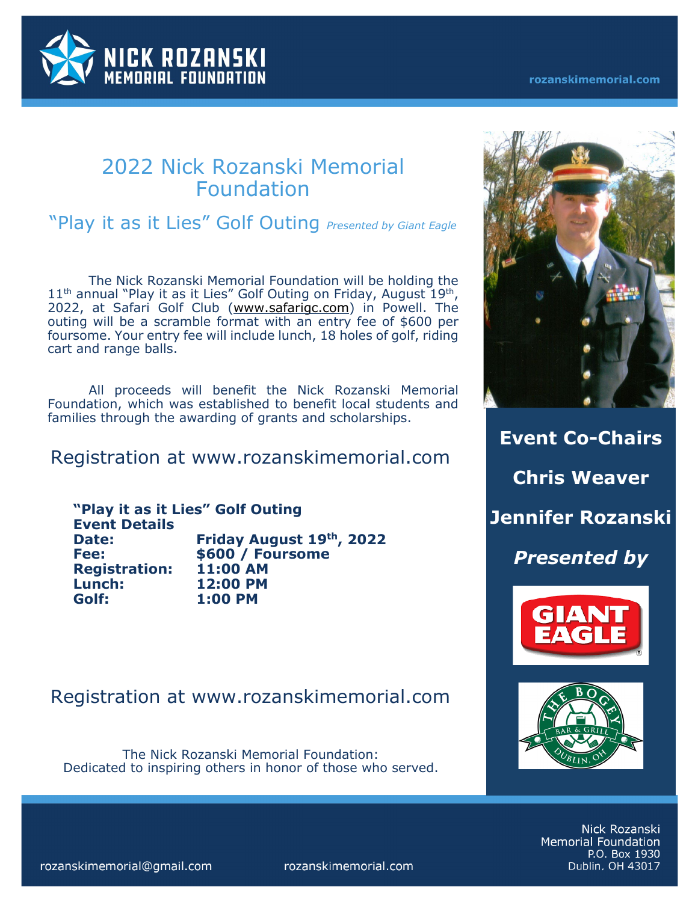# NICK ROZANSKI MEMORIAL FOUNDATION

rozanskimemorial.com

## 2022 Nick Rozanski Memorial Foundation

### "Play it as it Lies" Golf Outing *Presented by Giant Eagle*

The Nick Rozanski Memorial Foundation will be holding the 11th annual "Play it as it Lies" Golf Outing on Friday, August 19th, 2022, at Safari Golf Club (www.safarigc.com) in Powell. The outing will be a scramble format with an entry fee of $600 per foursome. Your entry fee will include lunch, 18 holes of golf, riding cart and range balls.

All proceeds will benefit the Nick Rozanski Memorial Foundation, which was established to benefit local students and families through the awarding of grants and scholarships.

Registration at www.rozanskimemorial.com

**"Play it as it Lies" Golf Outing**
**Event Details**

| | |
|---|---|
| **Date:** | **Friday August 19th, 2022** |
| **Fee:** | **$600 / Foursome** |
| **Registration:** | **11:00 AM** |
| **Lunch:** | **12:00 PM** |
| **Golf:** | **1:00 PM** |

Registration at www.rozanskimemorial.com

The Nick Rozanski Memorial Foundation:
Dedicated to inspiring others in honor of those who served.

**Event Co-Chairs**

**Chris Weaver**

**Jennifer Rozanski**

***Presented by***

GIANT EAGLE

THE BOGEY BAR & GRILL DUBLIN, OH

rozanskimemorial@gmail.com

rozanskimemorial.com

Nick Rozanski
Memorial Foundation
P.O. Box 1930
Dublin, OH 43017